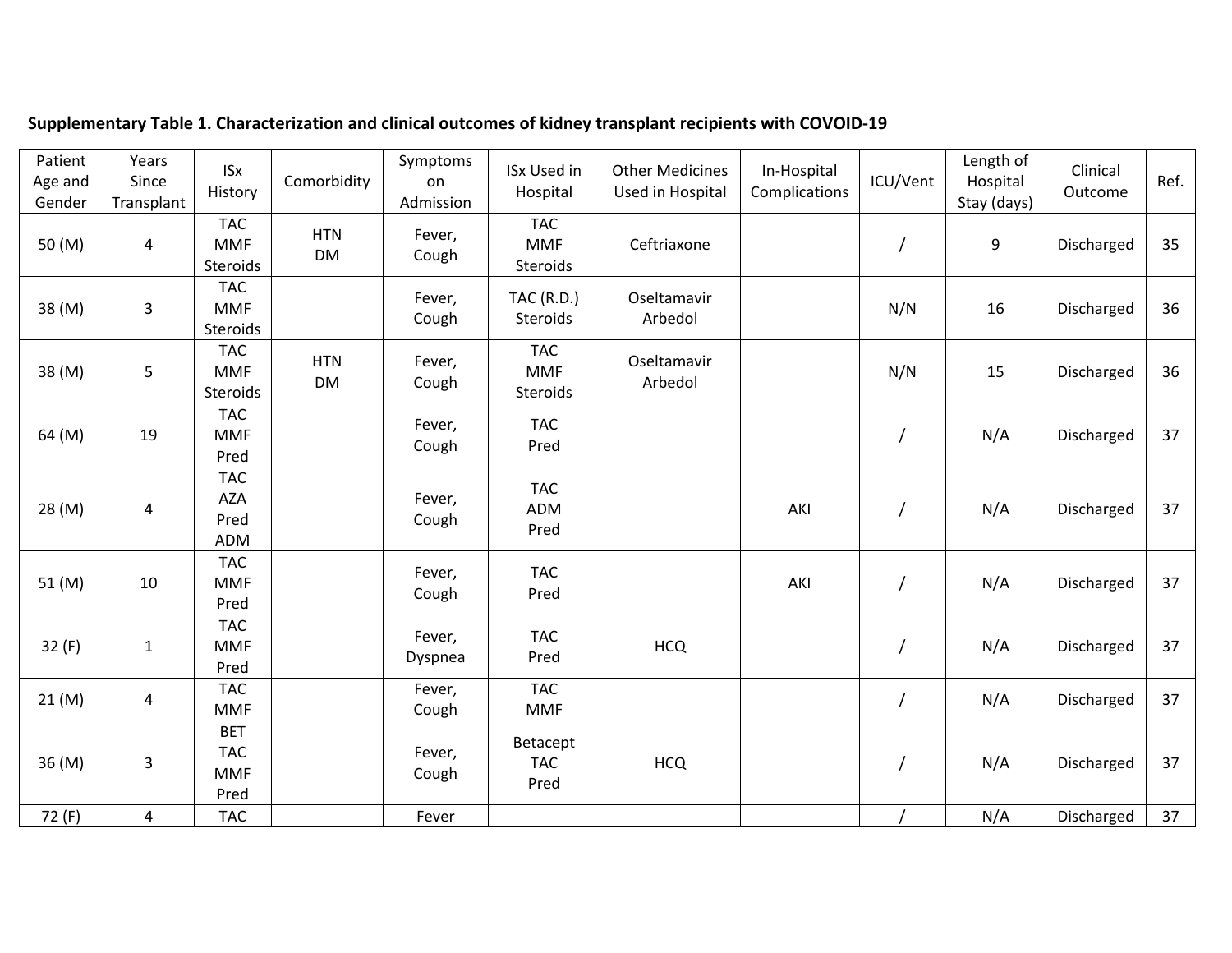**Supplementary Table 1. Characterization and clinical outcomes of kidney transplant recipients with COVOID-19**

| Patient Age and Gender | Years Since Transplant | ISx History | Comorbidity | Symptoms on Admission | ISx Used in Hospital | Other Medicines Used in Hospital | In-Hospital Complications | ICU/Vent | Length of Hospital Stay (days) | Clinical Outcome | Ref. |
|---|---|---|---|---|---|---|---|---|---|---|---|
| 50 (M) | 4 | TAC MMF Steroids | HTN DM | Fever, Cough | TAC MMF Steroids | Ceftriaxone | | / | 9 | Discharged | 35 |
| 38 (M) | 3 | TAC MMF Steroids | | Fever, Cough | TAC (R.D.) Steroids | Oseltamavir Arbedol | | N/N | 16 | Discharged | 36 |
| 38 (M) | 5 | TAC MMF Steroids | HTN DM | Fever, Cough | TAC MMF Steroids | Oseltamavir Arbedol | | N/N | 15 | Discharged | 36 |
| 64 (M) | 19 | TAC MMF Pred | | Fever, Cough | TAC Pred | | | / | N/A | Discharged | 37 |
| 28 (M) | 4 | TAC AZA Pred ADM | | Fever, Cough | TAC ADM Pred | | AKI | / | N/A | Discharged | 37 |
| 51 (M) | 10 | TAC MMF Pred | | Fever, Cough | TAC Pred | | AKI | / | N/A | Discharged | 37 |
| 32 (F) | 1 | TAC MMF Pred | | Fever, Dyspnea | TAC Pred | HCQ | | / | N/A | Discharged | 37 |
| 21 (M) | 4 | TAC MMF | | Fever, Cough | TAC MMF | | | / | N/A | Discharged | 37 |
| 36 (M) | 3 | BET TAC MMF Pred | | Fever, Cough | Betacept TAC Pred | HCQ | | / | N/A | Discharged | 37 |
| 72 (F) | 4 | TAC | | Fever | | | | / | N/A | Discharged | 37 |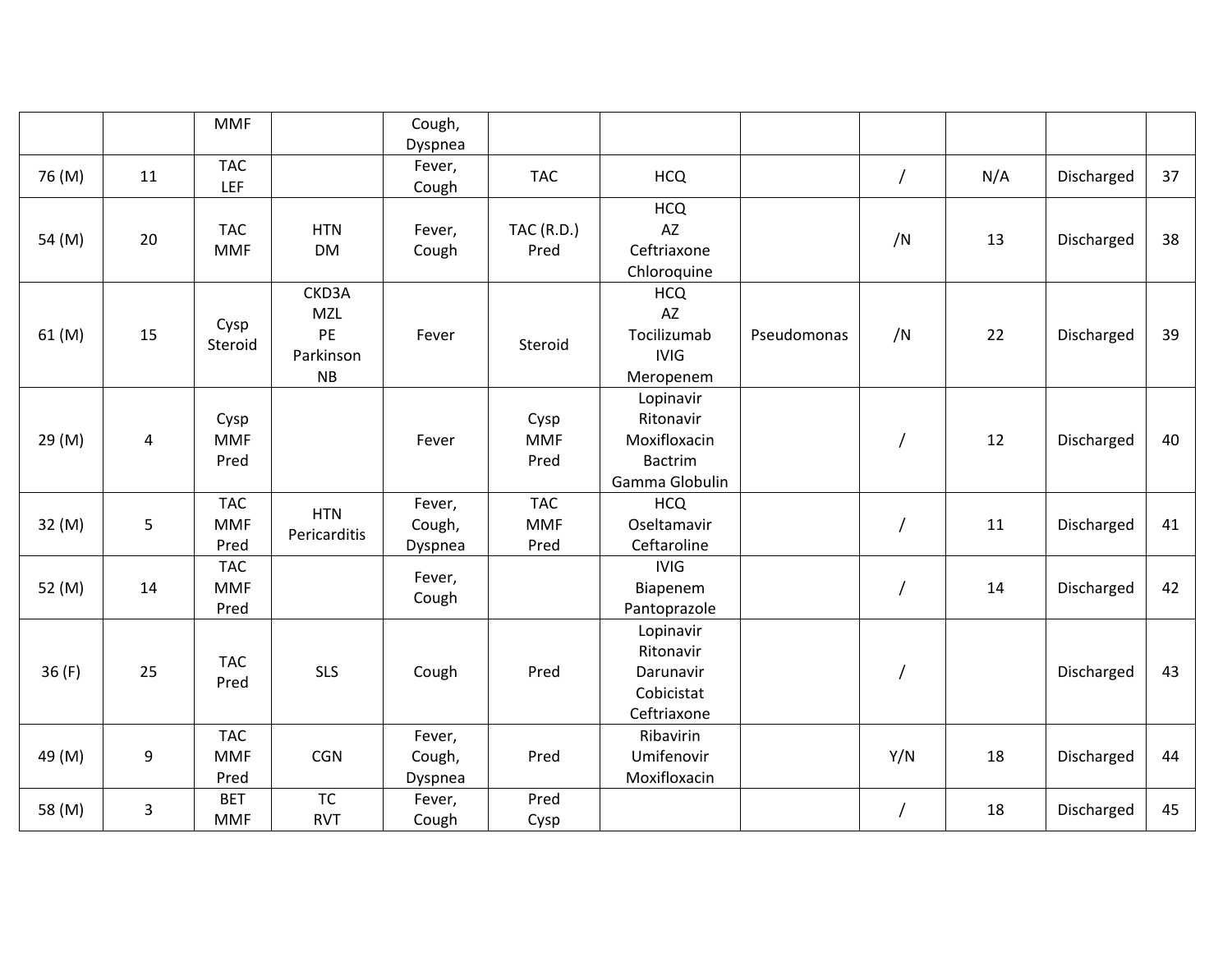| | | | | | | | | | | | |
|---|---|---|---|---|---|---|---|---|---|---|---|
| | | MMF | | Cough, Dyspnea | | | | | | | |
| 76 (M) | 11 | TAC LEF | | Fever, Cough | TAC | HCQ | | / | N/A | Discharged | 37 |
| 54 (M) | 20 | TAC MMF | HTN DM | Fever, Cough | TAC (R.D.) Pred | HCQ AZ Ceftriaxone Chloroquine | | /N | 13 | Discharged | 38 |
| 61 (M) | 15 | Cysp Steroid | CKD3A MZL PE Parkinson NB | Fever | Steroid | HCQ AZ Tocilizumab IVIG Meropenem | Pseudomonas | /N | 22 | Discharged | 39 |
| 29 (M) | 4 | Cysp MMF Pred | | Fever | Cysp MMF Pred | Lopinavir Ritonavir Moxifloxacin Bactrim Gamma Globulin | | / | 12 | Discharged | 40 |
| 32 (M) | 5 | TAC MMF Pred | HTN Pericarditis | Fever, Cough, Dyspnea | TAC MMF Pred | HCQ Oseltamavir Ceftaroline | | / | 11 | Discharged | 41 |
| 52 (M) | 14 | TAC MMF Pred | | Fever, Cough | | IVIG Biapenem Pantoprazole | | / | 14 | Discharged | 42 |
| 36 (F) | 25 | TAC Pred | SLS | Cough | Pred | Lopinavir Ritonavir Darunavir Cobicistat Ceftriaxone | | / | | Discharged | 43 |
| 49 (M) | 9 | TAC MMF Pred | CGN | Fever, Cough, Dyspnea | Pred | Ribavirin Umifenovir Moxifloxacin | | Y/N | 18 | Discharged | 44 |
| 58 (M) | 3 | BET MMF | TC RVT | Fever, Cough | Pred Cysp | | | / | 18 | Discharged | 45 |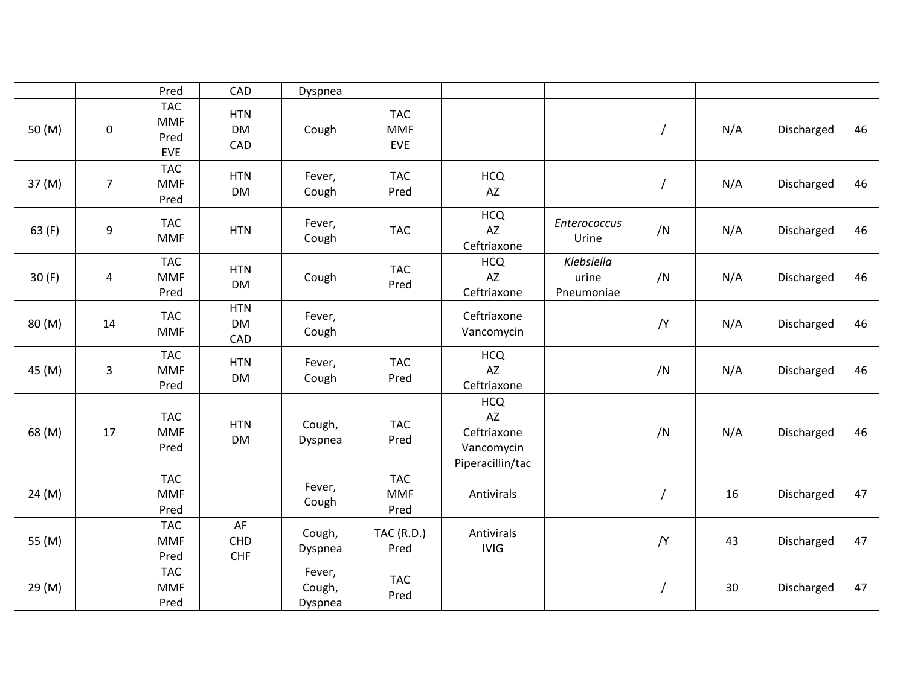| | | | | | | | | | | | |
|---|---|---|---|---|---|---|---|---|---|---|---|
| | | Pred | CAD | Dyspnea | | | | | | | |
| 50 (M) | 0 | TAC<br>MMF<br>Pred<br>EVE | HTN<br>DM<br>CAD | Cough | TAC<br>MMF<br>EVE | | | / | N/A | Discharged | 46 |
| 37 (M) | 7 | TAC<br>MMF<br>Pred | HTN<br>DM | Fever,<br>Cough | TAC<br>Pred | HCQ<br>AZ | | / | N/A | Discharged | 46 |
| 63 (F) | 9 | TAC<br>MMF | HTN | Fever,<br>Cough | TAC | HCQ<br>AZ<br>Ceftriaxone | *Enterococcus*<br>Urine | /N | N/A | Discharged | 46 |
| 30 (F) | 4 | TAC<br>MMF<br>Pred | HTN<br>DM | Cough | TAC<br>Pred | HCQ<br>AZ<br>Ceftriaxone | *Klebsiella*<br>urine<br>Pneumoniae | /N | N/A | Discharged | 46 |
| 80 (M) | 14 | TAC<br>MMF | HTN<br>DM<br>CAD | Fever,<br>Cough | | Ceftriaxone<br>Vancomycin | | /Y | N/A | Discharged | 46 |
| 45 (M) | 3 | TAC<br>MMF<br>Pred | HTN<br>DM | Fever,<br>Cough | TAC<br>Pred | HCQ<br>AZ<br>Ceftriaxone | | /N | N/A | Discharged | 46 |
| 68 (M) | 17 | TAC<br>MMF<br>Pred | HTN<br>DM | Cough,<br>Dyspnea | TAC<br>Pred | HCQ<br>AZ<br>Ceftriaxone<br>Vancomycin<br>Piperacillin/tac | | /N | N/A | Discharged | 46 |
| 24 (M) | | TAC<br>MMF<br>Pred | | Fever,<br>Cough | TAC<br>MMF<br>Pred | Antivirals | | / | 16 | Discharged | 47 |
| 55 (M) | | TAC<br>MMF<br>Pred | AF<br>CHD<br>CHF | Cough,<br>Dyspnea | TAC (R.D.)<br>Pred | Antivirals<br>IVIG | | /Y | 43 | Discharged | 47 |
| 29 (M) | | TAC<br>MMF<br>Pred | | Fever,<br>Cough,<br>Dyspnea | TAC<br>Pred | | | / | 30 | Discharged | 47 |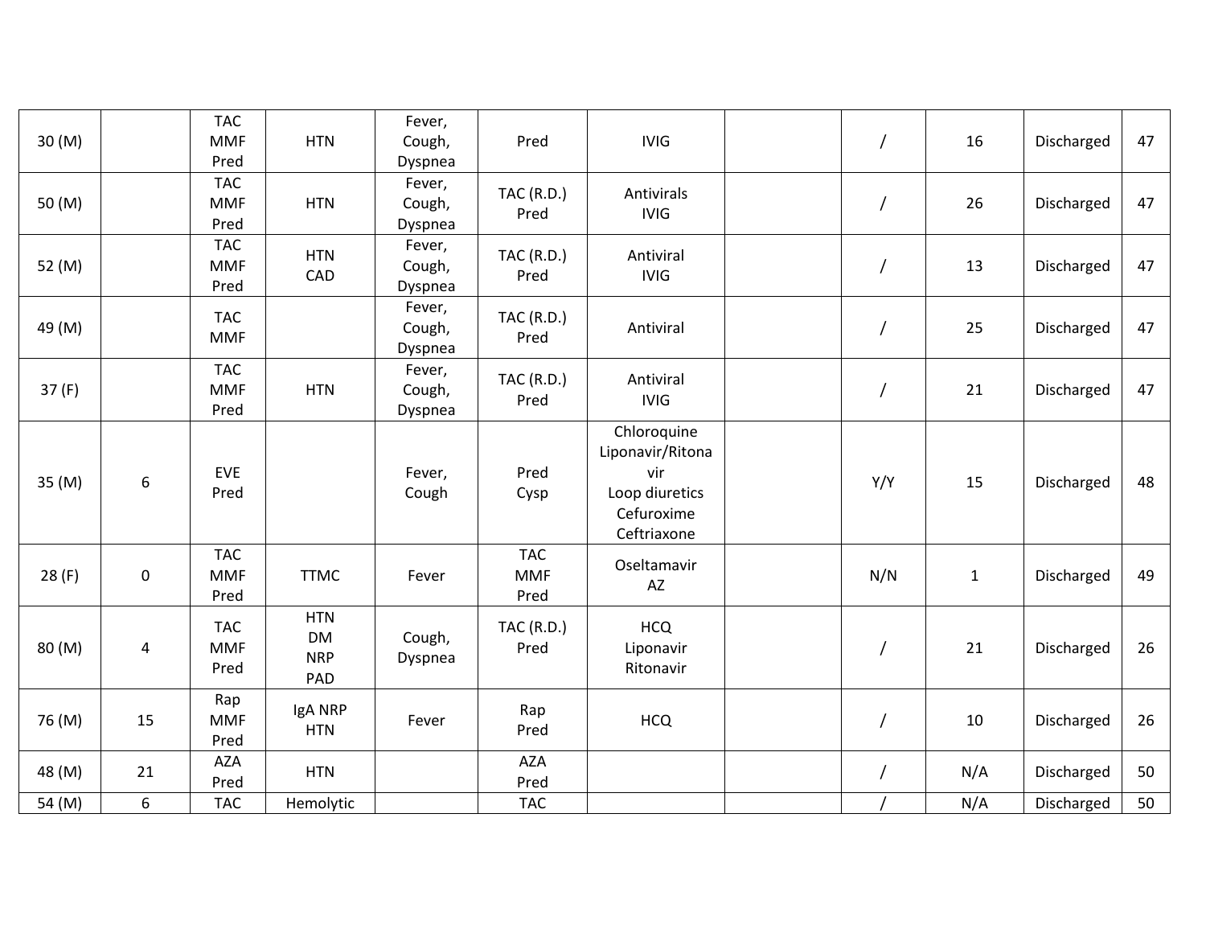|  |  |  |  |  |  |  |  |  |  |  |  |
|---|---|---|---|---|---|---|---|---|---|---|---|
| 30 (M) |  | TAC MMF Pred | HTN | Fever, Cough, Dyspnea | Pred | IVIG |  | / | 16 | Discharged | 47 |
| 50 (M) |  | TAC MMF Pred | HTN | Fever, Cough, Dyspnea | TAC (R.D.) Pred | Antivirals IVIG |  | / | 26 | Discharged | 47 |
| 52 (M) |  | TAC MMF Pred | HTN CAD | Fever, Cough, Dyspnea | TAC (R.D.) Pred | Antiviral IVIG |  | / | 13 | Discharged | 47 |
| 49 (M) |  | TAC MMF |  | Fever, Cough, Dyspnea | TAC (R.D.) Pred | Antiviral |  | / | 25 | Discharged | 47 |
| 37 (F) |  | TAC MMF Pred | HTN | Fever, Cough, Dyspnea | TAC (R.D.) Pred | Antiviral IVIG |  | / | 21 | Discharged | 47 |
| 35 (M) | 6 | EVE Pred |  | Fever, Cough | Pred Cysp | Chloroquine Liponavir/Ritonavir Loop diuretics Cefuroxime Ceftriaxone |  | Y/Y | 15 | Discharged | 48 |
| 28 (F) | 0 | TAC MMF Pred | TTMC | Fever | TAC MMF Pred | Oseltamavir AZ |  | N/N | 1 | Discharged | 49 |
| 80 (M) | 4 | TAC MMF Pred | HTN DM NRP PAD | Cough, Dyspnea | TAC (R.D.) Pred | HCQ Liponavir Ritonavir |  | / | 21 | Discharged | 26 |
| 76 (M) | 15 | Rap MMF Pred | IgA NRP HTN | Fever | Rap Pred | HCQ |  | / | 10 | Discharged | 26 |
| 48 (M) | 21 | AZA Pred | HTN |  | AZA Pred |  |  | / | N/A | Discharged | 50 |
| 54 (M) | 6 | TAC | Hemolytic |  | TAC |  |  | / | N/A | Discharged | 50 |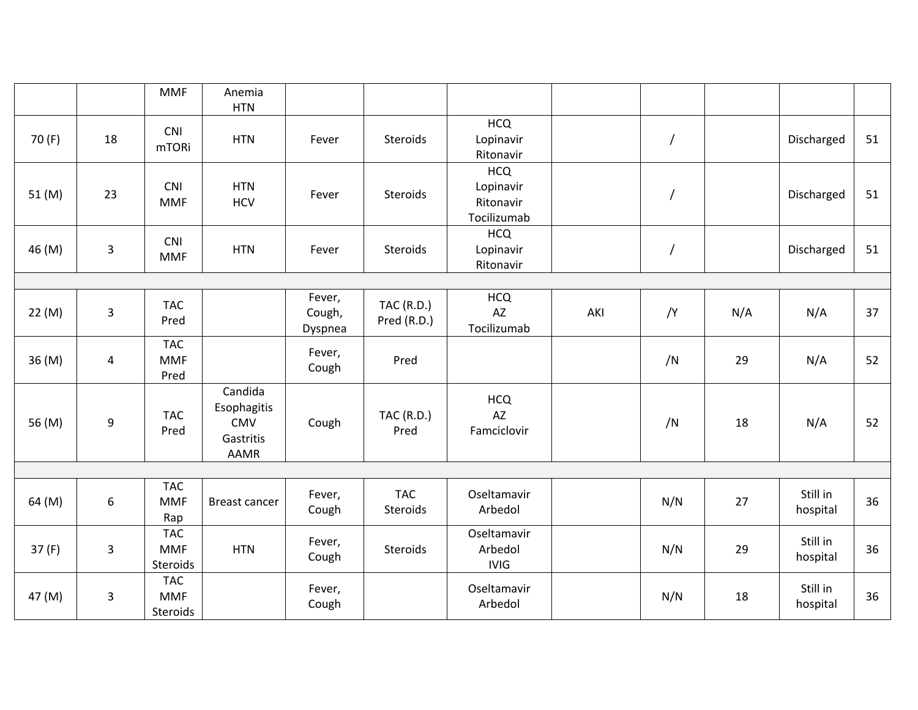|  |  |  |  |  |  |  |  |  |  |  |  |
|---|---|---|---|---|---|---|---|---|---|---|---|
|  |  | MMF | Anemia HTN |  |  |  |  |  |  |  |  |
| 70 (F) | 18 | CNI mTORi | HTN | Fever | Steroids | HCQ Lopinavir Ritonavir |  | / |  | Discharged | 51 |
| 51 (M) | 23 | CNI MMF | HTN HCV | Fever | Steroids | HCQ Lopinavir Ritonavir Tocilizumab |  | / |  | Discharged | 51 |
| 46 (M) | 3 | CNI MMF | HTN | Fever | Steroids | HCQ Lopinavir Ritonavir |  | / |  | Discharged | 51 |
|  |  |  |  |  |  |  |  |  |  |  |  |
| 22 (M) | 3 | TAC Pred |  | Fever, Cough, Dyspnea | TAC (R.D.) Pred (R.D.) | HCQ AZ Tocilizumab | AKI | /Y | N/A | N/A | 37 |
| 36 (M) | 4 | TAC MMF Pred |  | Fever, Cough | Pred |  |  | /N | 29 | N/A | 52 |
| 56 (M) | 9 | TAC Pred | Candida Esophagitis CMV Gastritis AAMR | Cough | TAC (R.D.) Pred | HCQ AZ Famciclovir |  | /N | 18 | N/A | 52 |
|  |  |  |  |  |  |  |  |  |  |  |  |
| 64 (M) | 6 | TAC MMF Rap | Breast cancer | Fever, Cough | TAC Steroids | Oseltamavir Arbedol |  | N/N | 27 | Still in hospital | 36 |
| 37 (F) | 3 | TAC MMF Steroids | HTN | Fever, Cough | Steroids | Oseltamavir Arbedol IVIG |  | N/N | 29 | Still in hospital | 36 |
| 47 (M) | 3 | TAC MMF Steroids |  | Fever, Cough |  | Oseltamavir Arbedol |  | N/N | 18 | Still in hospital | 36 |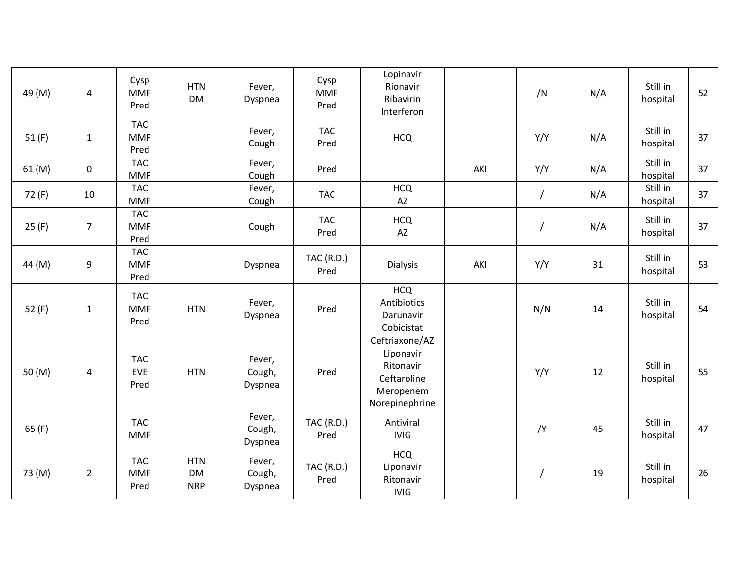| | | | | | | | | | | | |
|---|---|---|---|---|---|---|---|---|---|---|---|
| 49 (M) | 4 | Cysp<br>MMF<br>Pred | HTN<br>DM | Fever,<br>Dyspnea | Cysp<br>MMF<br>Pred | Lopinavir<br>Rionavir<br>Ribavirin<br>Interferon | | /N | N/A | Still in hospital | 52 |
| 51 (F) | 1 | TAC<br>MMF<br>Pred | | Fever,<br>Cough | TAC<br>Pred | HCQ | | Y/Y | N/A | Still in hospital | 37 |
| 61 (M) | 0 | TAC<br>MMF | | Fever,<br>Cough | Pred | | AKI | Y/Y | N/A | Still in hospital | 37 |
| 72 (F) | 10 | TAC<br>MMF | | Fever,<br>Cough | TAC | HCQ<br>AZ | | / | N/A | Still in hospital | 37 |
| 25 (F) | 7 | TAC<br>MMF<br>Pred | | Cough | TAC<br>Pred | HCQ<br>AZ | | / | N/A | Still in hospital | 37 |
| 44 (M) | 9 | TAC<br>MMF<br>Pred | | Dyspnea | TAC (R.D.)<br>Pred | Dialysis | AKI | Y/Y | 31 | Still in hospital | 53 |
| 52 (F) | 1 | TAC<br>MMF<br>Pred | HTN | Fever,<br>Dyspnea | Pred | HCQ<br>Antibiotics<br>Darunavir<br>Cobicistat | | N/N | 14 | Still in hospital | 54 |
| 50 (M) | 4 | TAC<br>EVE<br>Pred | HTN | Fever,<br>Cough,<br>Dyspnea | Pred | Ceftriaxone/AZ<br>Liponavir<br>Ritonavir<br>Ceftaroline<br>Meropenem<br>Norepinephrine | | Y/Y | 12 | Still in hospital | 55 |
| 65 (F) | | TAC<br>MMF | | Fever,<br>Cough,<br>Dyspnea | TAC (R.D.)<br>Pred | Antiviral<br>IVIG | | /Y | 45 | Still in hospital | 47 |
| 73 (M) | 2 | TAC<br>MMF<br>Pred | HTN<br>DM<br>NRP | Fever,<br>Cough,<br>Dyspnea | TAC (R.D.)<br>Pred | HCQ<br>Liponavir<br>Ritonavir<br>IVIG | | / | 19 | Still in hospital | 26 |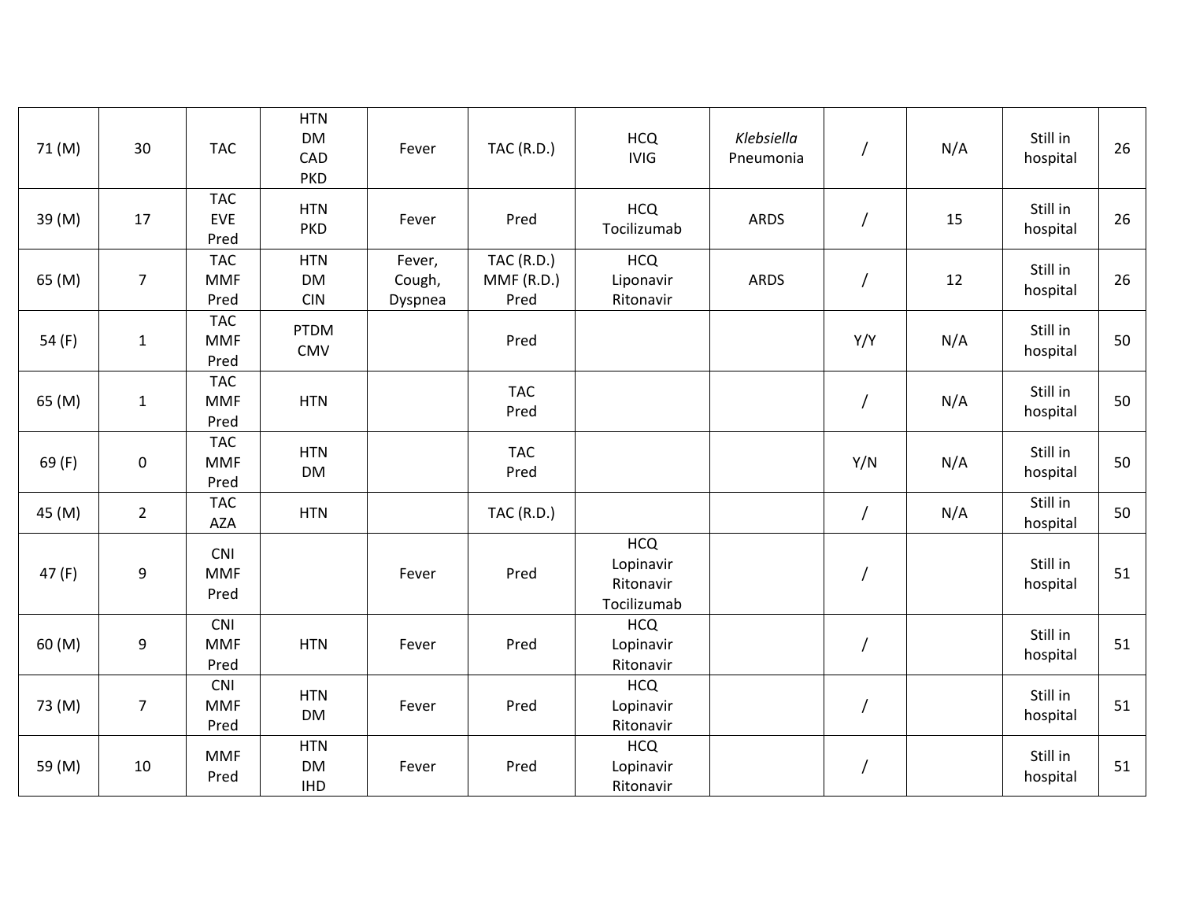| | | | | | | | | | | | |
|---|---|---|---|---|---|---|---|---|---|---|---|
| 71 (M) | 30 | TAC | HTN<br>DM<br>CAD<br>PKD | Fever | TAC (R.D.) | HCQ<br>IVIG | *Klebsiella* Pneumonia | / | N/A | Still in hospital | 26 |
| 39 (M) | 17 | TAC<br>EVE<br>Pred | HTN<br>PKD | Fever | Pred | HCQ<br>Tocilizumab | ARDS | / | 15 | Still in hospital | 26 |
| 65 (M) | 7 | TAC<br>MMF<br>Pred | HTN<br>DM<br>CIN | Fever,<br>Cough,<br>Dyspnea | TAC (R.D.)<br>MMF (R.D.)<br>Pred | HCQ<br>Liponavir<br>Ritonavir | ARDS | / | 12 | Still in hospital | 26 |
| 54 (F) | 1 | TAC<br>MMF<br>Pred | PTDM<br>CMV | | Pred | | | Y/Y | N/A | Still in hospital | 50 |
| 65 (M) | 1 | TAC<br>MMF<br>Pred | HTN | | TAC<br>Pred | | | / | N/A | Still in hospital | 50 |
| 69 (F) | 0 | TAC<br>MMF<br>Pred | HTN<br>DM | | TAC<br>Pred | | | Y/N | N/A | Still in hospital | 50 |
| 45 (M) | 2 | TAC<br>AZA | HTN | | TAC (R.D.) | | | / | N/A | Still in hospital | 50 |
| 47 (F) | 9 | CNI<br>MMF<br>Pred | | Fever | Pred | HCQ<br>Lopinavir<br>Ritonavir<br>Tocilizumab | | / | | Still in hospital | 51 |
| 60 (M) | 9 | CNI<br>MMF<br>Pred | HTN | Fever | Pred | HCQ<br>Lopinavir<br>Ritonavir | | / | | Still in hospital | 51 |
| 73 (M) | 7 | CNI<br>MMF<br>Pred | HTN<br>DM | Fever | Pred | HCQ<br>Lopinavir<br>Ritonavir | | / | | Still in hospital | 51 |
| 59 (M) | 10 | MMF<br>Pred | HTN<br>DM<br>IHD | Fever | Pred | HCQ<br>Lopinavir<br>Ritonavir | | / | | Still in hospital | 51 |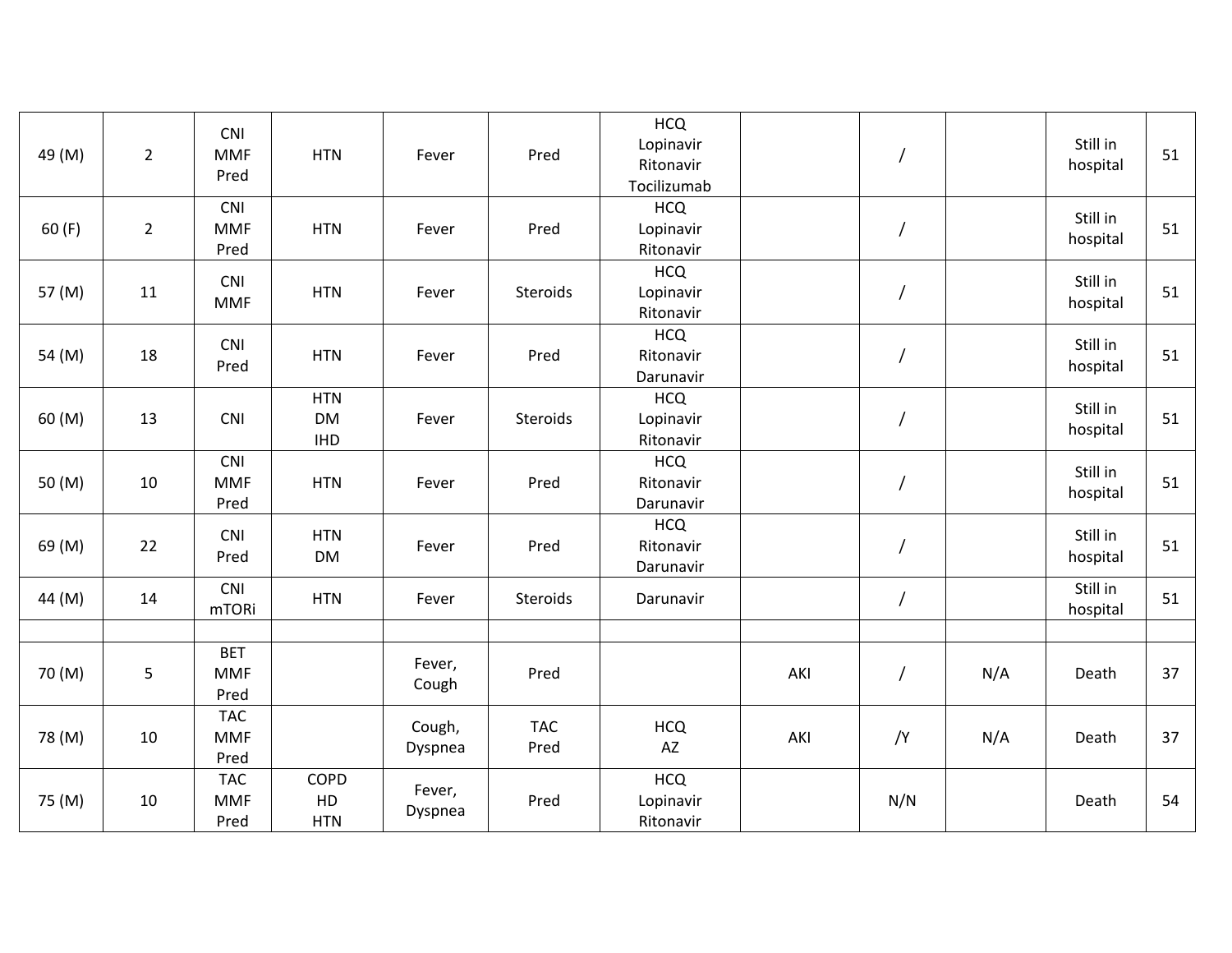| | | | | | | | | | | | |
|---|---|---|---|---|---|---|---|---|---|---|---|
| 49 (M) | 2 | CNI MMF Pred | HTN | Fever | Pred | HCQ Lopinavir Ritonavir Tocilizumab | | / | | Still in hospital | 51 |
| 60 (F) | 2 | CNI MMF Pred | HTN | Fever | Pred | HCQ Lopinavir Ritonavir | | / | | Still in hospital | 51 |
| 57 (M) | 11 | CNI MMF | HTN | Fever | Steroids | HCQ Lopinavir Ritonavir | | / | | Still in hospital | 51 |
| 54 (M) | 18 | CNI Pred | HTN | Fever | Pred | HCQ Ritonavir Darunavir | | / | | Still in hospital | 51 |
| 60 (M) | 13 | CNI | HTN DM IHD | Fever | Steroids | HCQ Lopinavir Ritonavir | | / | | Still in hospital | 51 |
| 50 (M) | 10 | CNI MMF Pred | HTN | Fever | Pred | HCQ Ritonavir Darunavir | | / | | Still in hospital | 51 |
| 69 (M) | 22 | CNI Pred | HTN DM | Fever | Pred | HCQ Ritonavir Darunavir | | / | | Still in hospital | 51 |
| 44 (M) | 14 | CNI mTORi | HTN | Fever | Steroids | Darunavir | | / | | Still in hospital | 51 |
| | | | | | | | | | | | |
| 70 (M) | 5 | BET MMF Pred | | Fever, Cough | Pred | | AKI | / | N/A | Death | 37 |
| 78 (M) | 10 | TAC MMF Pred | | Cough, Dyspnea | TAC Pred | HCQ AZ | AKI | /Y | N/A | Death | 37 |
| 75 (M) | 10 | TAC MMF Pred | COPD HD HTN | Fever, Dyspnea | Pred | HCQ Lopinavir Ritonavir | | N/N | | Death | 54 |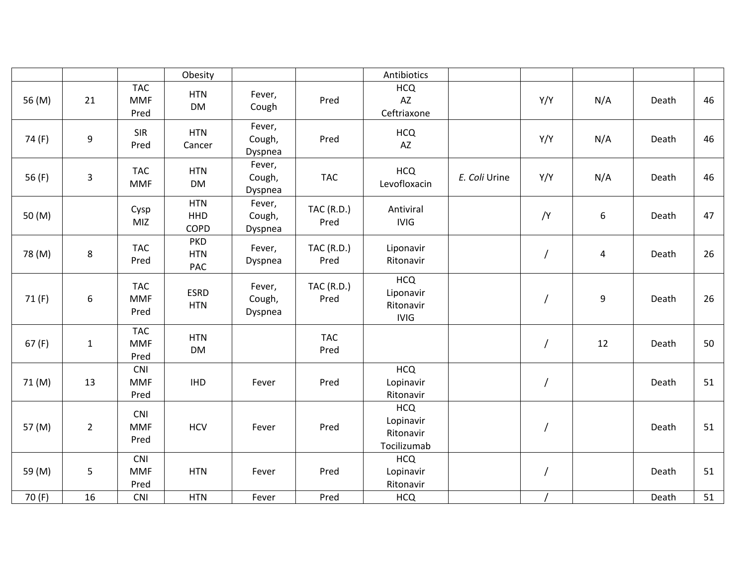| | | | Obesity | | | Antibiotics | | | | | |
|---|---|---|---|---|---|---|---|---|---|---|---|
| 56 (M) | 21 | TAC MMF Pred | HTN DM | Fever, Cough | Pred | HCQ AZ Ceftriaxone | | Y/Y | N/A | Death | 46 |
| 74 (F) | 9 | SIR Pred | HTN Cancer | Fever, Cough, Dyspnea | Pred | HCQ AZ | | Y/Y | N/A | Death | 46 |
| 56 (F) | 3 | TAC MMF | HTN DM | Fever, Cough, Dyspnea | TAC | HCQ Levofloxacin | *E. Coli* Urine | Y/Y | N/A | Death | 46 |
| 50 (M) | | Cysp MIZ | HTN HHD COPD | Fever, Cough, Dyspnea | TAC (R.D.) Pred | Antiviral IVIG | | /Y | 6 | Death | 47 |
| 78 (M) | 8 | TAC Pred | PKD HTN PAC | Fever, Dyspnea | TAC (R.D.) Pred | Liponavir Ritonavir | | / | 4 | Death | 26 |
| 71 (F) | 6 | TAC MMF Pred | ESRD HTN | Fever, Cough, Dyspnea | TAC (R.D.) Pred | HCQ Liponavir Ritonavir IVIG | | / | 9 | Death | 26 |
| 67 (F) | 1 | TAC MMF Pred | HTN DM | | TAC Pred | | | / | 12 | Death | 50 |
| 71 (M) | 13 | CNI MMF Pred | IHD | Fever | Pred | HCQ Lopinavir Ritonavir | | / | | Death | 51 |
| 57 (M) | 2 | CNI MMF Pred | HCV | Fever | Pred | HCQ Lopinavir Ritonavir Tocilizumab | | / | | Death | 51 |
| 59 (M) | 5 | CNI MMF Pred | HTN | Fever | Pred | HCQ Lopinavir Ritonavir | | / | | Death | 51 |
| 70 (F) | 16 | CNI | HTN | Fever | Pred | HCQ | | / | | Death | 51 |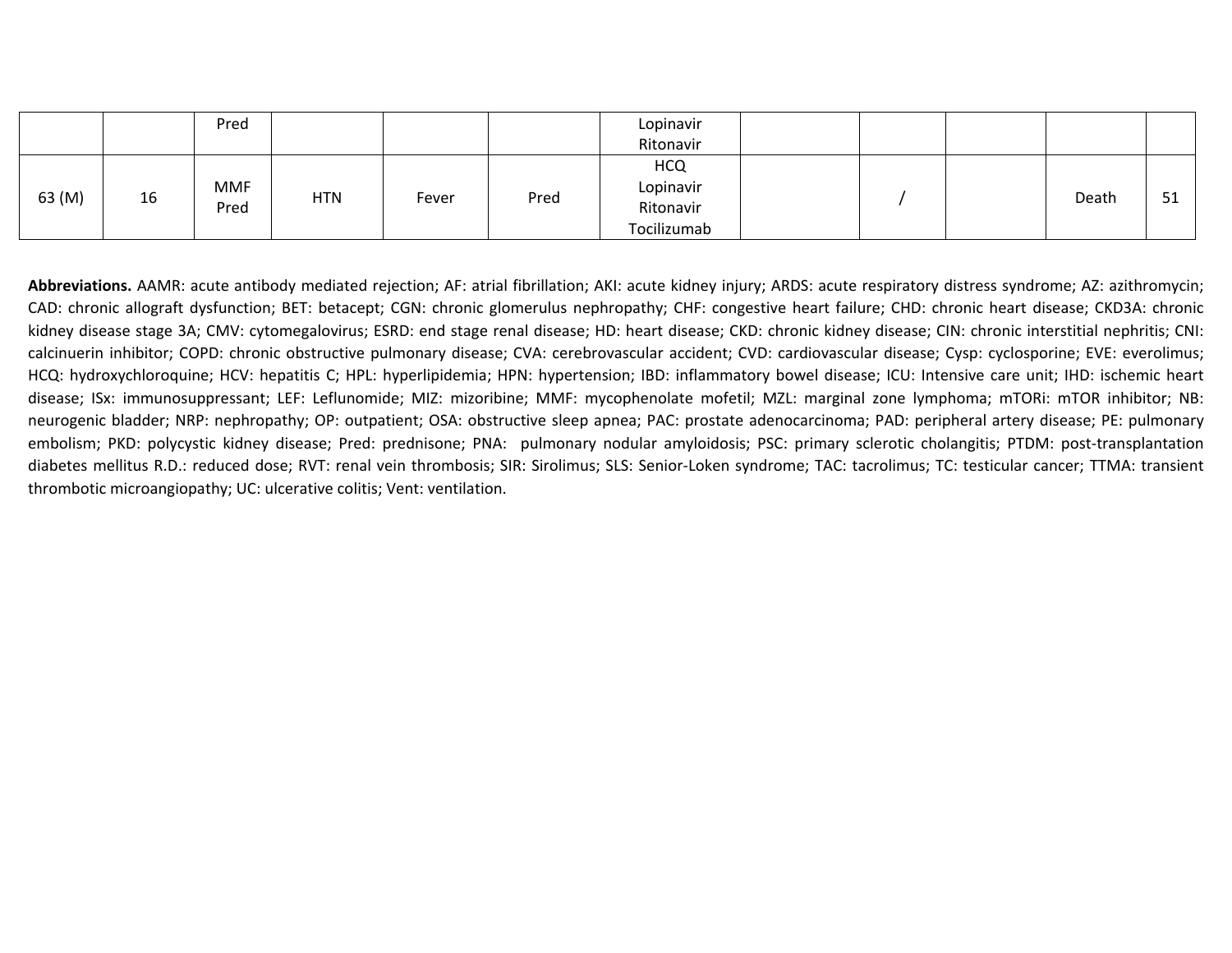| | | | | | | | | | | | |
|---|---|---|---|---|---|---|---|---|---|---|---|
| | | Pred | | | | Lopinavir Ritonavir | | | | | |
| 63 (M) | 16 | MMF Pred | HTN | Fever | Pred | HCQ Lopinavir Ritonavir Tocilizumab | | / | | Death | 51 |

**Abbreviations.** AAMR: acute antibody mediated rejection; AF: atrial fibrillation; AKI: acute kidney injury; ARDS: acute respiratory distress syndrome; AZ: azithromycin; CAD: chronic allograft dysfunction; BET: betacept; CGN: chronic glomerulus nephropathy; CHF: congestive heart failure; CHD: chronic heart disease; CKD3A: chronic kidney disease stage 3A; CMV: cytomegalovirus; ESRD: end stage renal disease; HD: heart disease; CKD: chronic kidney disease; CIN: chronic interstitial nephritis; CNI: calcinuerin inhibitor; COPD: chronic obstructive pulmonary disease; CVA: cerebrovascular accident; CVD: cardiovascular disease; Cysp: cyclosporine; EVE: everolimus; HCQ: hydroxychloroquine; HCV: hepatitis C; HPL: hyperlipidemia; HPN: hypertension; IBD: inflammatory bowel disease; ICU: Intensive care unit; IHD: ischemic heart disease; ISx: immunosuppressant; LEF: Leflunomide; MIZ: mizoribine; MMF: mycophenolate mofetil; MZL: marginal zone lymphoma; mTORi: mTOR inhibitor; NB: neurogenic bladder; NRP: nephropathy; OP: outpatient; OSA: obstructive sleep apnea; PAC: prostate adenocarcinoma; PAD: peripheral artery disease; PE: pulmonary embolism; PKD: polycystic kidney disease; Pred: prednisone; PNA: pulmonary nodular amyloidosis; PSC: primary sclerotic cholangitis; PTDM: post-transplantation diabetes mellitus R.D.: reduced dose; RVT: renal vein thrombosis; SIR: Sirolimus; SLS: Senior-Loken syndrome; TAC: tacrolimus; TC: testicular cancer; TTMA: transient thrombotic microangiopathy; UC: ulcerative colitis; Vent: ventilation.